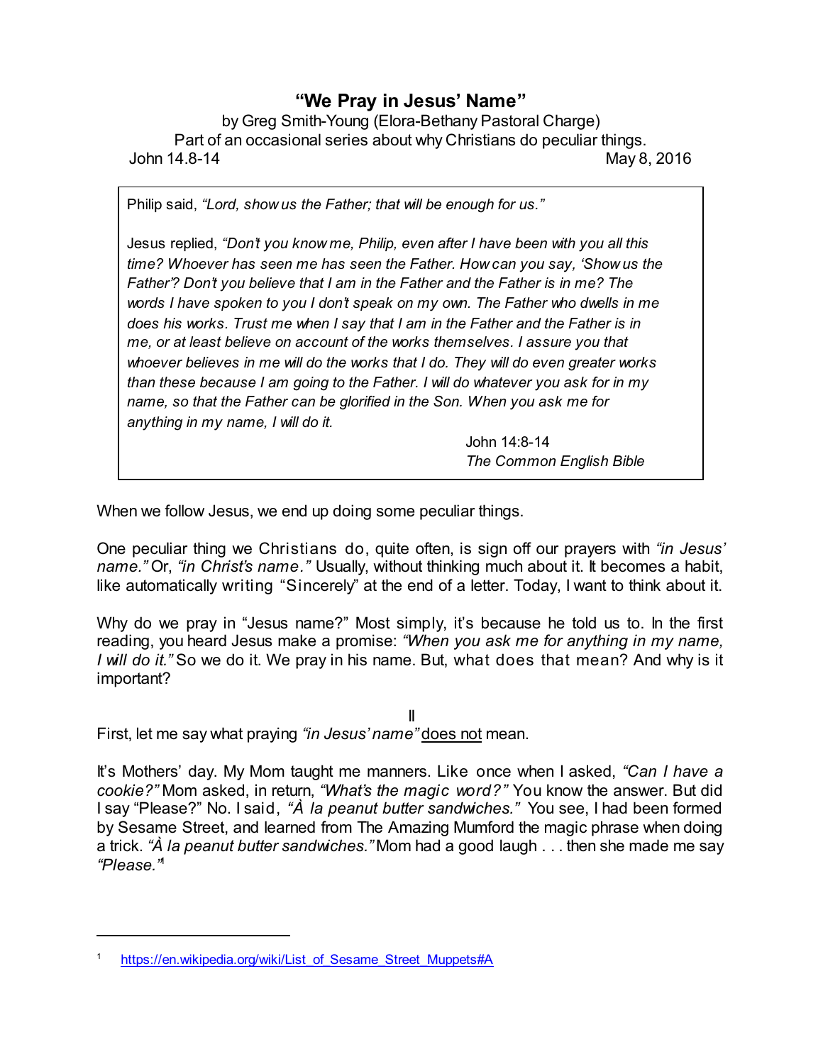# "We Pray in Jesus' Name"

by Greg Smith-Young (Elora-Bethany Pastoral Charge)
Part of an occasional series about why Christians do peculiar things.
John 14.8-14 May 8, 2016

> Philip said, *"Lord, show us the Father; that will be enough for us."*
>
> Jesus replied, *"Don't you know me, Philip, even after I have been with you all this time? Whoever has seen me has seen the Father. How can you say, 'Show us the Father'? Don't you believe that I am in the Father and the Father is in me? The words I have spoken to you I don't speak on my own. The Father who dwells in me does his works. Trust me when I say that I am in the Father and the Father is in me, or at least believe on account of the works themselves. I assure you that whoever believes in me will do the works that I do. They will do even greater works than these because I am going to the Father. I will do whatever you ask for in my name, so that the Father can be glorified in the Son. When you ask me for anything in my name, I will do it.*
>
> John 14:8-14
> *The Common English Bible*

When we follow Jesus, we end up doing some peculiar things.

One peculiar thing we Christians do, quite often, is sign off our prayers with *"in Jesus' name."* Or, *"in Christ's name."* Usually, without thinking much about it. It becomes a habit, like automatically writing "Sincerely" at the end of a letter. Today, I want to think about it.

Why do we pray in "Jesus name?" Most simply, it's because he told us to. In the first reading, you heard Jesus make a promise: *"When you ask me for anything in my name, I will do it."* So we do it. We pray in his name. But, what does that mean? And why is it important?

II

First, let me say what praying *"in Jesus' name"* <u>does not</u> mean.

It's Mothers' day. My Mom taught me manners. Like once when I asked, *"Can I have a cookie?"* Mom asked, in return, *"What's the magic word?"* You know the answer. But did I say "Please?" No. I said, *"À la peanut butter sandwiches."* You see, I had been formed by Sesame Street, and learned from The Amazing Mumford the magic phrase when doing a trick. *"À la peanut butter sandwiches."* Mom had a good laugh . . . then she made me say *"Please."*[1]

---

[1] https://en.wikipedia.org/wiki/List_of_Sesame_Street_Muppets#A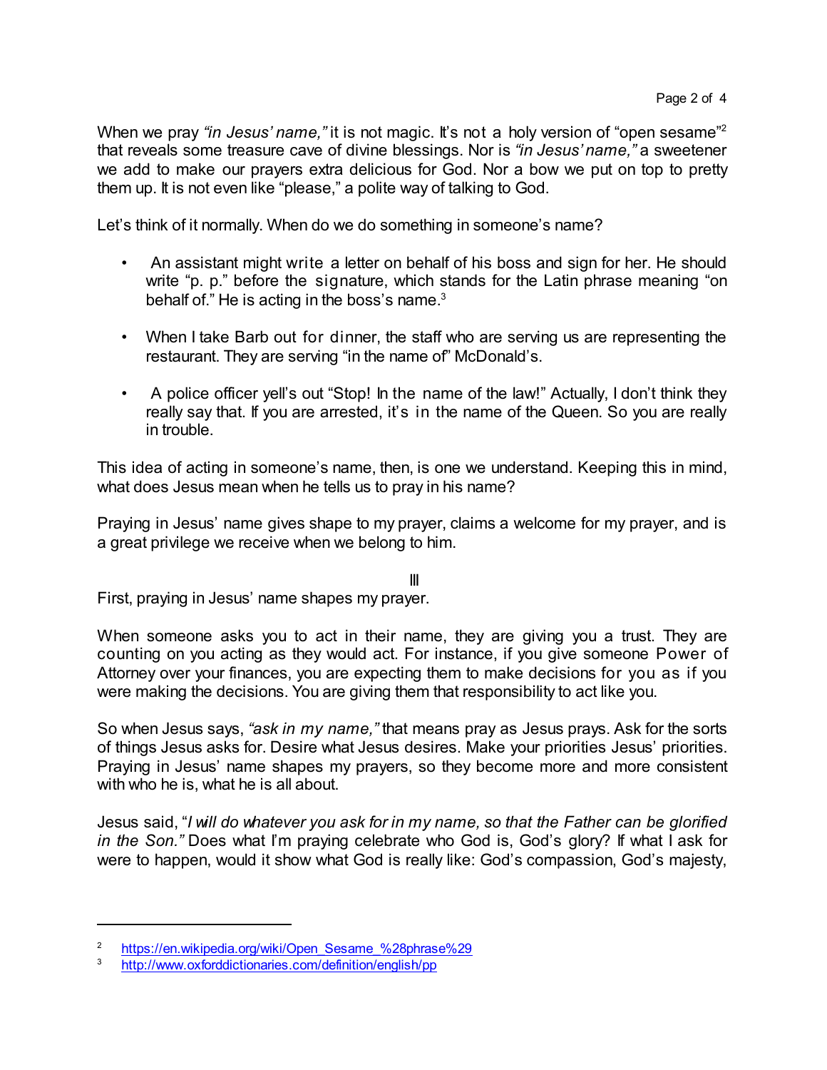When we pray *"in Jesus' name,"* it is not magic. It's not a holy version of "open sesame"[2] that reveals some treasure cave of divine blessings. Nor is *"in Jesus' name,"* a sweetener we add to make our prayers extra delicious for God. Nor a bow we put on top to pretty them up. It is not even like "please," a polite way of talking to God.

Let's think of it normally. When do we do something in someone's name?

- An assistant might write a letter on behalf of his boss and sign for her. He should write "p. p." before the signature, which stands for the Latin phrase meaning "on behalf of." He is acting in the boss's name.[3]
- When I take Barb out for dinner, the staff who are serving us are representing the restaurant. They are serving "in the name of" McDonald's.
- A police officer yell's out "Stop! In the name of the law!" Actually, I don't think they really say that. If you are arrested, it's in the name of the Queen. So you are really in trouble.

This idea of acting in someone's name, then, is one we understand. Keeping this in mind, what does Jesus mean when he tells us to pray in his name?

Praying in Jesus' name gives shape to my prayer, claims a welcome for my prayer, and is a great privilege we receive when we belong to him.

III

First, praying in Jesus' name shapes my prayer.

When someone asks you to act in their name, they are giving you a trust. They are counting on you acting as they would act. For instance, if you give someone Power of Attorney over your finances, you are expecting them to make decisions for you as if you were making the decisions. You are giving them that responsibility to act like you.

So when Jesus says, *"ask in my name,"* that means pray as Jesus prays. Ask for the sorts of things Jesus asks for. Desire what Jesus desires. Make your priorities Jesus' priorities. Praying in Jesus' name shapes my prayers, so they become more and more consistent with who he is, what he is all about.

Jesus said, "*I will do whatever you ask for in my name, so that the Father can be glorified in the Son."* Does what I'm praying celebrate who God is, God's glory? If what I ask for were to happen, would it show what God is really like: God's compassion, God's majesty,

---

[2] https://en.wikipedia.org/wiki/Open_Sesame_%28phrase%29

[3] http://www.oxforddictionaries.com/definition/english/pp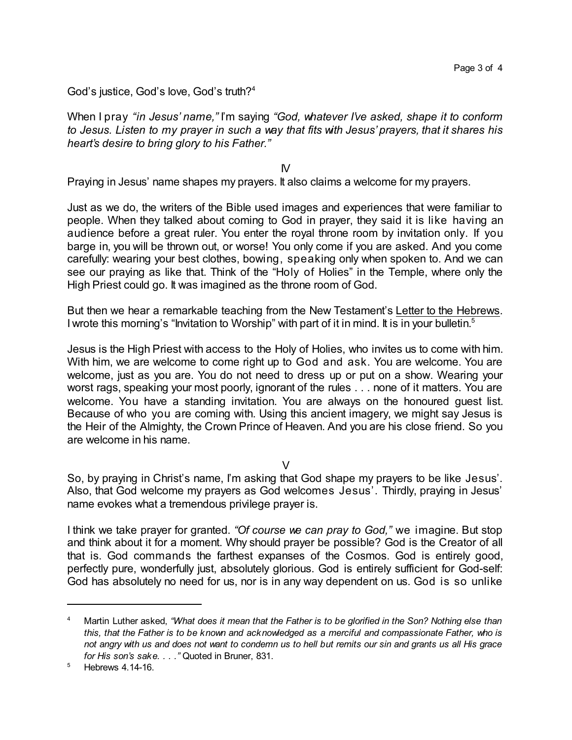God's justice, God's love, God's truth?[4]

When I pray *"in Jesus' name,"* I'm saying *"God, whatever I've asked, shape it to conform to Jesus. Listen to my prayer in such a way that fits with Jesus' prayers, that it shares his heart's desire to bring glory to his Father."*

IV

Praying in Jesus' name shapes my prayers. It also claims a welcome for my prayers.

Just as we do, the writers of the Bible used images and experiences that were familiar to people. When they talked about coming to God in prayer, they said it is like having an audience before a great ruler. You enter the royal throne room by invitation only. If you barge in, you will be thrown out, or worse! You only come if you are asked. And you come carefully: wearing your best clothes, bowing, speaking only when spoken to. And we can see our praying as like that. Think of the "Holy of Holies" in the Temple, where only the High Priest could go. It was imagined as the throne room of God.

But then we hear a remarkable teaching from the New Testament's Letter to the Hebrews. I wrote this morning's "Invitation to Worship" with part of it in mind. It is in your bulletin.[5]

Jesus is the High Priest with access to the Holy of Holies, who invites us to come with him. With him, we are welcome to come right up to God and ask. You are welcome. You are welcome, just as you are. You do not need to dress up or put on a show. Wearing your worst rags, speaking your most poorly, ignorant of the rules . . . none of it matters. You are welcome. You have a standing invitation. You are always on the honoured guest list. Because of who you are coming with. Using this ancient imagery, we might say Jesus is the Heir of the Almighty, the Crown Prince of Heaven. And you are his close friend. So you are welcome in his name.

V

So, by praying in Christ's name, I'm asking that God shape my prayers to be like Jesus'. Also, that God welcome my prayers as God welcomes Jesus'. Thirdly, praying in Jesus' name evokes what a tremendous privilege prayer is.

I think we take prayer for granted. *"Of course we can pray to God,"* we imagine. But stop and think about it for a moment. Why should prayer be possible? God is the Creator of all that is. God commands the farthest expanses of the Cosmos. God is entirely good, perfectly pure, wonderfully just, absolutely glorious. God is entirely sufficient for God-self: God has absolutely no need for us, nor is in any way dependent on us. God is so unlike

---

[4] Martin Luther asked, *"What does it mean that the Father is to be glorified in the Son? Nothing else than this, that the Father is to be known and acknowledged as a merciful and compassionate Father, who is not angry with us and does not want to condemn us to hell but remits our sin and grants us all His grace for His son's sake. . . ."* Quoted in Bruner, 831.

[5] Hebrews 4.14-16.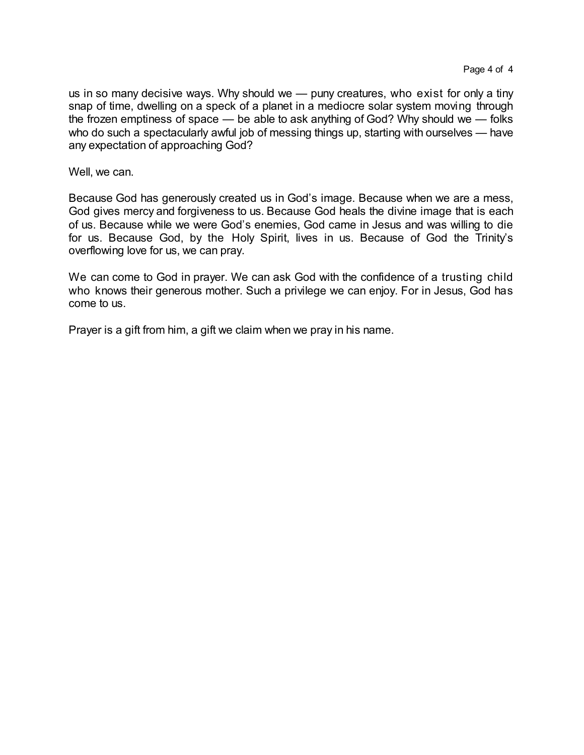us in so many decisive ways. Why should we — puny creatures, who exist for only a tiny snap of time, dwelling on a speck of a planet in a mediocre solar system moving through the frozen emptiness of space — be able to ask anything of God? Why should we — folks who do such a spectacularly awful job of messing things up, starting with ourselves — have any expectation of approaching God?

Well, we can.

Because God has generously created us in God's image. Because when we are a mess, God gives mercy and forgiveness to us. Because God heals the divine image that is each of us. Because while we were God's enemies, God came in Jesus and was willing to die for us. Because God, by the Holy Spirit, lives in us. Because of God the Trinity's overflowing love for us, we can pray.

We can come to God in prayer. We can ask God with the confidence of a trusting child who knows their generous mother. Such a privilege we can enjoy. For in Jesus, God has come to us.

Prayer is a gift from him, a gift we claim when we pray in his name.